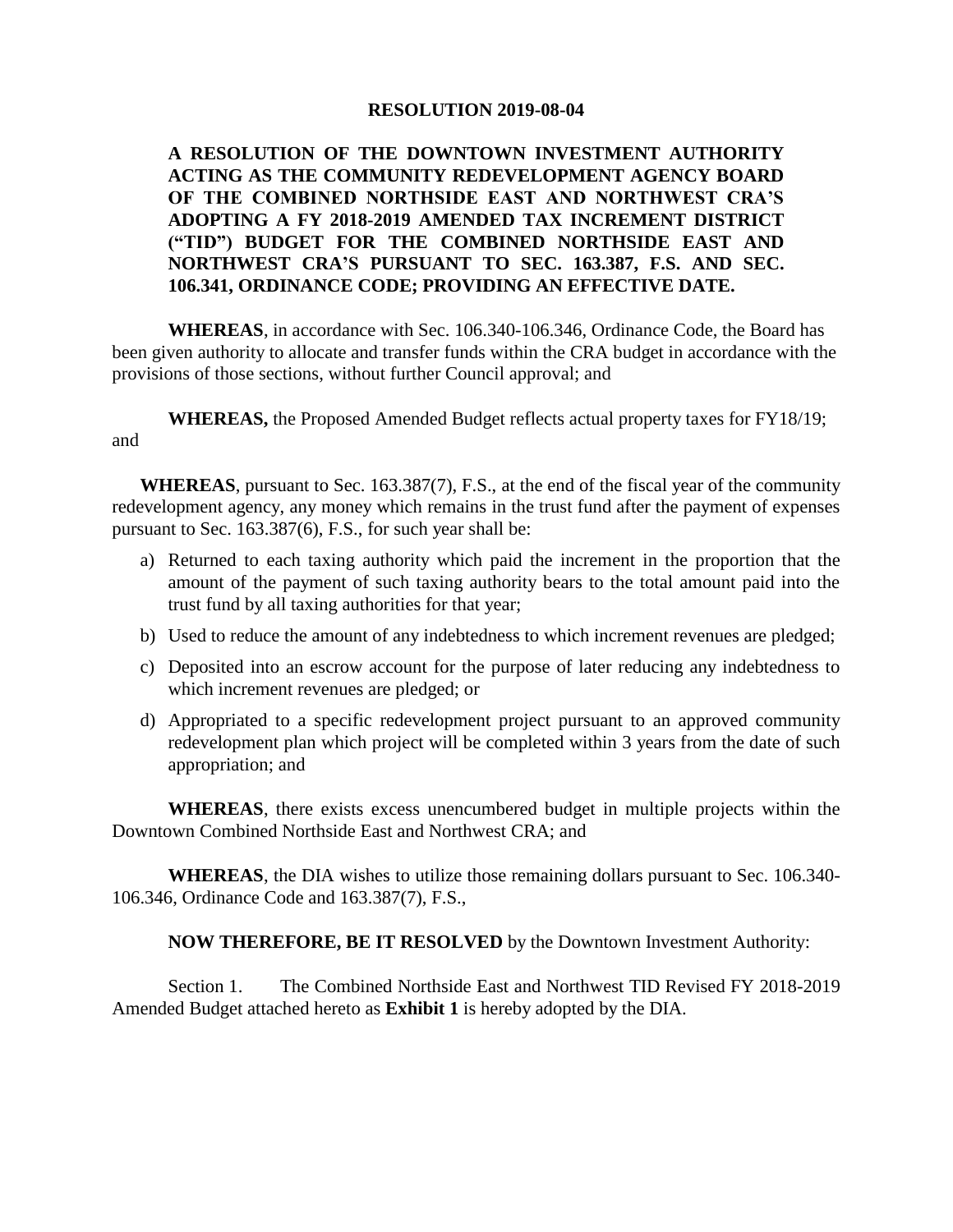# RESOLUTION 2019-08-04

**A RESOLUTION OF THE DOWNTOWN INVESTMENT AUTHORITY ACTING AS THE COMMUNITY REDEVELOPMENT AGENCY BOARD OF THE COMBINED NORTHSIDE EAST AND NORTHWEST CRA'S ADOPTING A FY 2018-2019 AMENDED TAX INCREMENT DISTRICT ("TID") BUDGET FOR THE COMBINED NORTHSIDE EAST AND NORTHWEST CRA'S PURSUANT TO SEC. 163.387, F.S. AND SEC. 106.341, ORDINANCE CODE; PROVIDING AN EFFECTIVE DATE.**

**WHEREAS**, in accordance with Sec. 106.340-106.346, Ordinance Code, the Board has been given authority to allocate and transfer funds within the CRA budget in accordance with the provisions of those sections, without further Council approval; and

**WHEREAS,** the Proposed Amended Budget reflects actual property taxes for FY18/19; and

**WHEREAS**, pursuant to Sec. 163.387(7), F.S., at the end of the fiscal year of the community redevelopment agency, any money which remains in the trust fund after the payment of expenses pursuant to Sec. 163.387(6), F.S., for such year shall be:

a) Returned to each taxing authority which paid the increment in the proportion that the amount of the payment of such taxing authority bears to the total amount paid into the trust fund by all taxing authorities for that year;
b) Used to reduce the amount of any indebtedness to which increment revenues are pledged;
c) Deposited into an escrow account for the purpose of later reducing any indebtedness to which increment revenues are pledged; or
d) Appropriated to a specific redevelopment project pursuant to an approved community redevelopment plan which project will be completed within 3 years from the date of such appropriation; and

**WHEREAS**, there exists excess unencumbered budget in multiple projects within the Downtown Combined Northside East and Northwest CRA; and

**WHEREAS**, the DIA wishes to utilize those remaining dollars pursuant to Sec. 106.340-106.346, Ordinance Code and 163.387(7), F.S.,

**NOW THEREFORE, BE IT RESOLVED** by the Downtown Investment Authority:

Section 1. The Combined Northside East and Northwest TID Revised FY 2018-2019 Amended Budget attached hereto as **Exhibit 1** is hereby adopted by the DIA.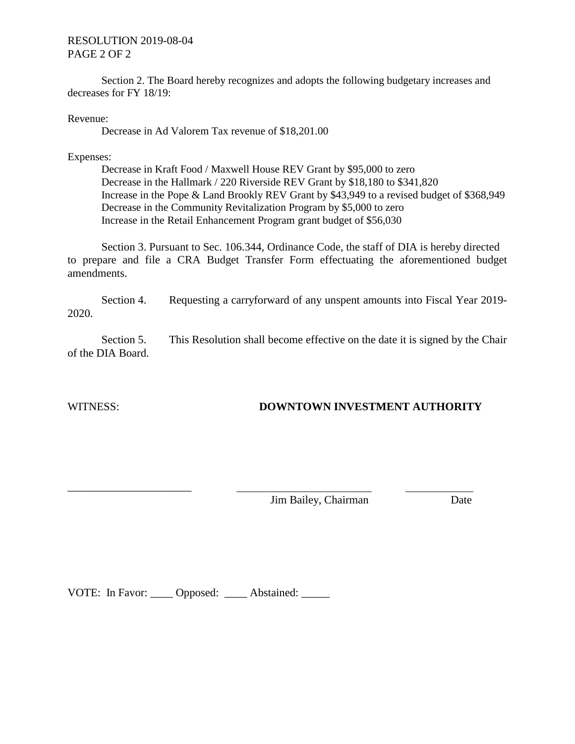Section 2. The Board hereby recognizes and adopts the following budgetary increases and decreases for FY 18/19:

Revenue:

Decrease in Ad Valorem Tax revenue of $18,201.00

Expenses:

Decrease in Kraft Food / Maxwell House REV Grant by $95,000 to zero
Decrease in the Hallmark / 220 Riverside REV Grant by $18,180 to $341,820
Increase in the Pope & Land Brookly REV Grant by $43,949 to a revised budget of $368,949
Decrease in the Community Revitalization Program by $5,000 to zero
Increase in the Retail Enhancement Program grant budget of $56,030

Section 3. Pursuant to Sec. 106.344, Ordinance Code, the staff of DIA is hereby directed to prepare and file a CRA Budget Transfer Form effectuating the aforementioned budget amendments.

Section 4. Requesting a carryforward of any unspent amounts into Fiscal Year 2019-2020.

Section 5. This Resolution shall become effective on the date it is signed by the Chair of the DIA Board.

WITNESS: **DOWNTOWN INVESTMENT AUTHORITY**

______________________ ________________________ ____________
Jim Bailey, Chairman Date

VOTE: In Favor: ____ Opposed: ____ Abstained: _____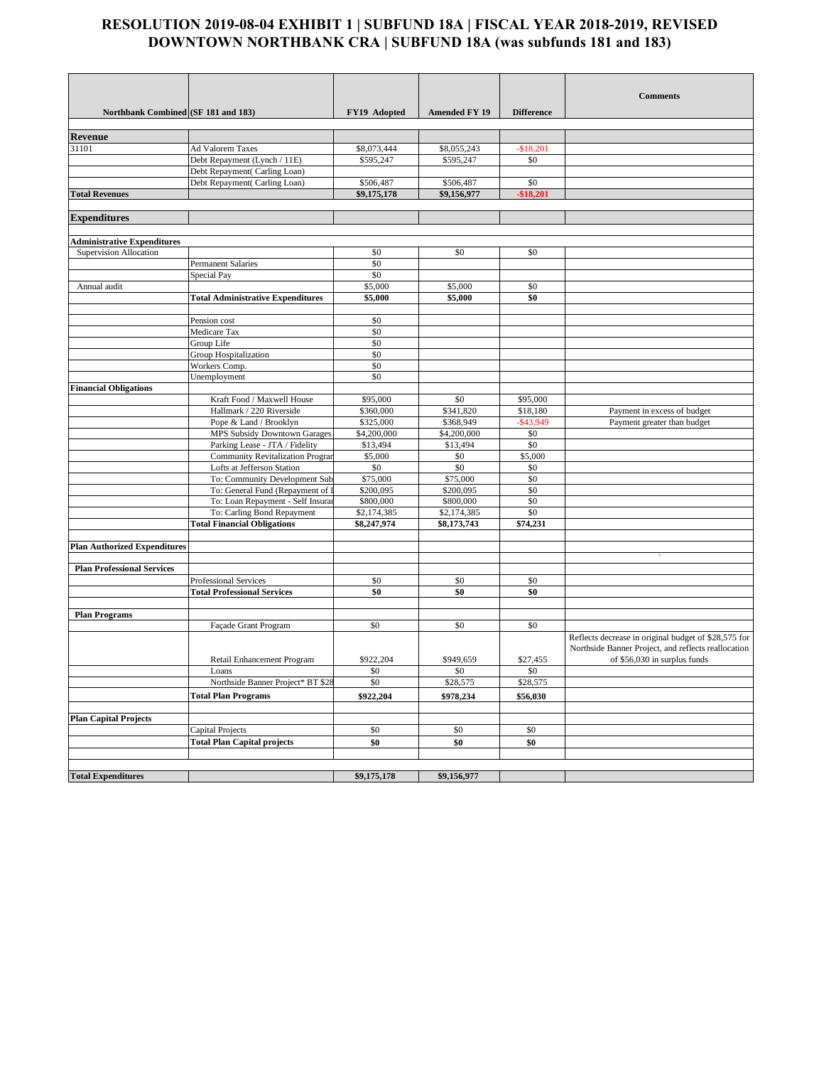# RESOLUTION 2019-08-04 EXHIBIT 1 | SUBFUND 18A | FISCAL YEAR 2018-2019, REVISED
# DOWNTOWN NORTHBANK CRA | SUBFUND 18A (was subfunds 181 and 183)

| Northbank Combined | (SF 181 and 183) | FY19 Adopted | Amended FY 19 | Difference | Comments |
|---|---|---|---|---|---|
| **Revenue** | | | | | |
| 31101 | Ad Valorem Taxes | $8,073,444 | $8,055,243 | -$18,201 | |
| | Debt Repayment (Lynch / 11E) | $595,247 | $595,247 | $0 | |
| | Debt Repayment( Carling Loan) | | | | |
| | Debt Repayment( Carling Loan) | $506,487 | $506,487 | $0 | |
| **Total Revenues** | | **$9,175,178** | **$9,156,977** | **-$18,201** | |
| **Expenditures** | | | | | |
| **Administrative Expenditures** | | | | | |
| Supervision Allocation | | $0 | $0 | $0 | |
| | Permanent Salaries | $0 | | | |
| | Special Pay | $0 | | | |
| Annual audit | | $5,000 | $5,000 | $0 | |
| | **Total Administrative Expenditures** | **$5,000** | **$5,000** | **$0** | |
| | Pension cost | $0 | | | |
| | Medicare Tax | $0 | | | |
| | Group Life | $0 | | | |
| | Group Hospitalization | $0 | | | |
| | Workers Comp. | $0 | | | |
| | Unemployment | $0 | | | |
| **Financial Obligations** | | | | | |
| | Kraft Food / Maxwell House | $95,000 | $0 | $95,000 | |
| | Hallmark / 220 Riverside | $360,000 | $341,820 | $18,180 | Payment in excess of budget |
| | Pope & Land / Brooklyn | $325,000 | $368,949 | -$43,949 | Payment greater than budget |
| | MPS Subsidy Downtown Garages | $4,200,000 | $4,200,000 | $0 | |
| | Parking Lease - JTA / Fidelity | $13,494 | $13,494 | $0 | |
| | Community Revitalization Prograr | $5,000 | $0 | $5,000 | |
| | Lofts at Jefferson Station | $0 | $0 | $0 | |
| | To: Community Development Sub | $75,000 | $75,000 | $0 | |
| | To: General Fund (Repayment of I | $200,095 | $200,095 | $0 | |
| | To: Loan Repayment - Self Insurar | $800,000 | $800,000 | $0 | |
| | To: Carling Bond Repayment | $2,174,385 | $2,174,385 | $0 | |
| | **Total Financial Obligations** | **$8,247,974** | **$8,173,743** | **$74,231** | |
| **Plan Authorized Expenditures** | | | | | |
| **Plan Professional Services** | | | | | |
| | Professional Services | $0 | $0 | $0 | |
| | **Total Professional Services** | **$0** | **$0** | **$0** | |
| **Plan Programs** | | | | | |
| | Façade Grant Program | $0 | $0 | $0 | |
| | Retail Enhancement Program | $922,204 | $949,659 | $27,455 | Reflects decrease in original budget of $28,575 for Northside Banner Project, and reflects reallocation of $56,030 in surplus funds |
| | Loans | $0 | $0 | $0 | |
| | Northside Banner Project* BT $28 | $0 | $28,575 | $28,575 | |
| | **Total Plan Programs** | **$922,204** | **$978,234** | **$56,030** | |
| **Plan Capital Projects** | | | | | |
| | Capital Projects | $0 | $0 | $0 | |
| | **Total Plan Capital projects** | **$0** | **$0** | **$0** | |
| **Total Expenditures** | | **$9,175,178** | **$9,156,977** | | |